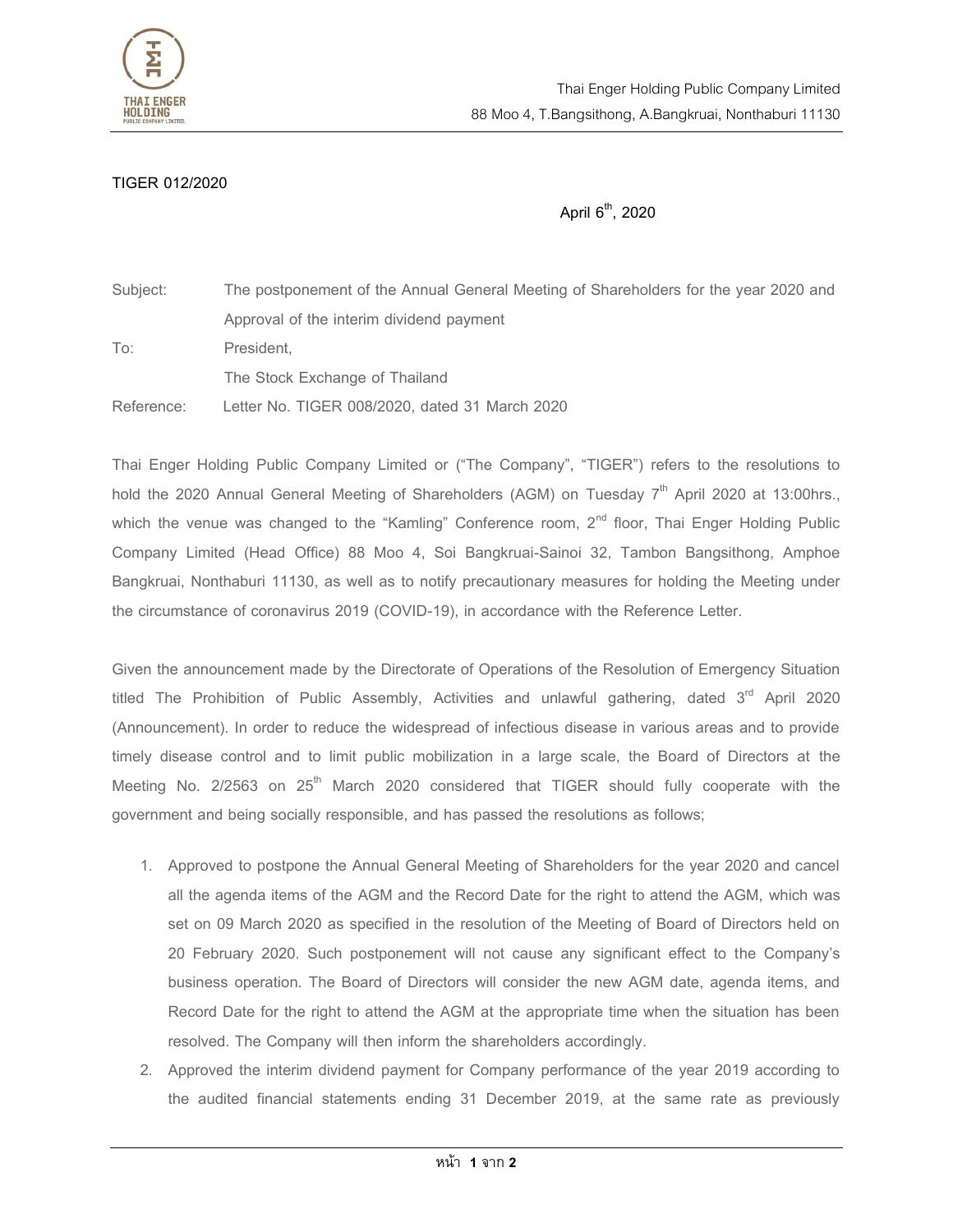Thai Enger Holding Public Company Limited
88 Moo 4, T.Bangsithong, A.Bangkruai, Nonthaburi 11130

TIGER 012/2020

April 6th, 2020

Subject: The postponement of the Annual General Meeting of Shareholders for the year 2020 and Approval of the interim dividend payment

To: President,
The Stock Exchange of Thailand

Reference: Letter No. TIGER 008/2020, dated 31 March 2020

Thai Enger Holding Public Company Limited or ("The Company", "TIGER") refers to the resolutions to hold the 2020 Annual General Meeting of Shareholders (AGM) on Tuesday 7th April 2020 at 13:00hrs., which the venue was changed to the "Kamling" Conference room, 2nd floor, Thai Enger Holding Public Company Limited (Head Office) 88 Moo 4, Soi Bangkruai-Sainoi 32, Tambon Bangsithong, Amphoe Bangkruai, Nonthaburi 11130, as well as to notify precautionary measures for holding the Meeting under the circumstance of coronavirus 2019 (COVID-19), in accordance with the Reference Letter.

Given the announcement made by the Directorate of Operations of the Resolution of Emergency Situation titled The Prohibition of Public Assembly, Activities and unlawful gathering, dated 3rd April 2020 (Announcement). In order to reduce the widespread of infectious disease in various areas and to provide timely disease control and to limit public mobilization in a large scale, the Board of Directors at the Meeting No. 2/2563 on 25th March 2020 considered that TIGER should fully cooperate with the government and being socially responsible, and has passed the resolutions as follows;

1. Approved to postpone the Annual General Meeting of Shareholders for the year 2020 and cancel all the agenda items of the AGM and the Record Date for the right to attend the AGM, which was set on 09 March 2020 as specified in the resolution of the Meeting of Board of Directors held on 20 February 2020. Such postponement will not cause any significant effect to the Company's business operation. The Board of Directors will consider the new AGM date, agenda items, and Record Date for the right to attend the AGM at the appropriate time when the situation has been resolved. The Company will then inform the shareholders accordingly.
2. Approved the interim dividend payment for Company performance of the year 2019 according to the audited financial statements ending 31 December 2019, at the same rate as previously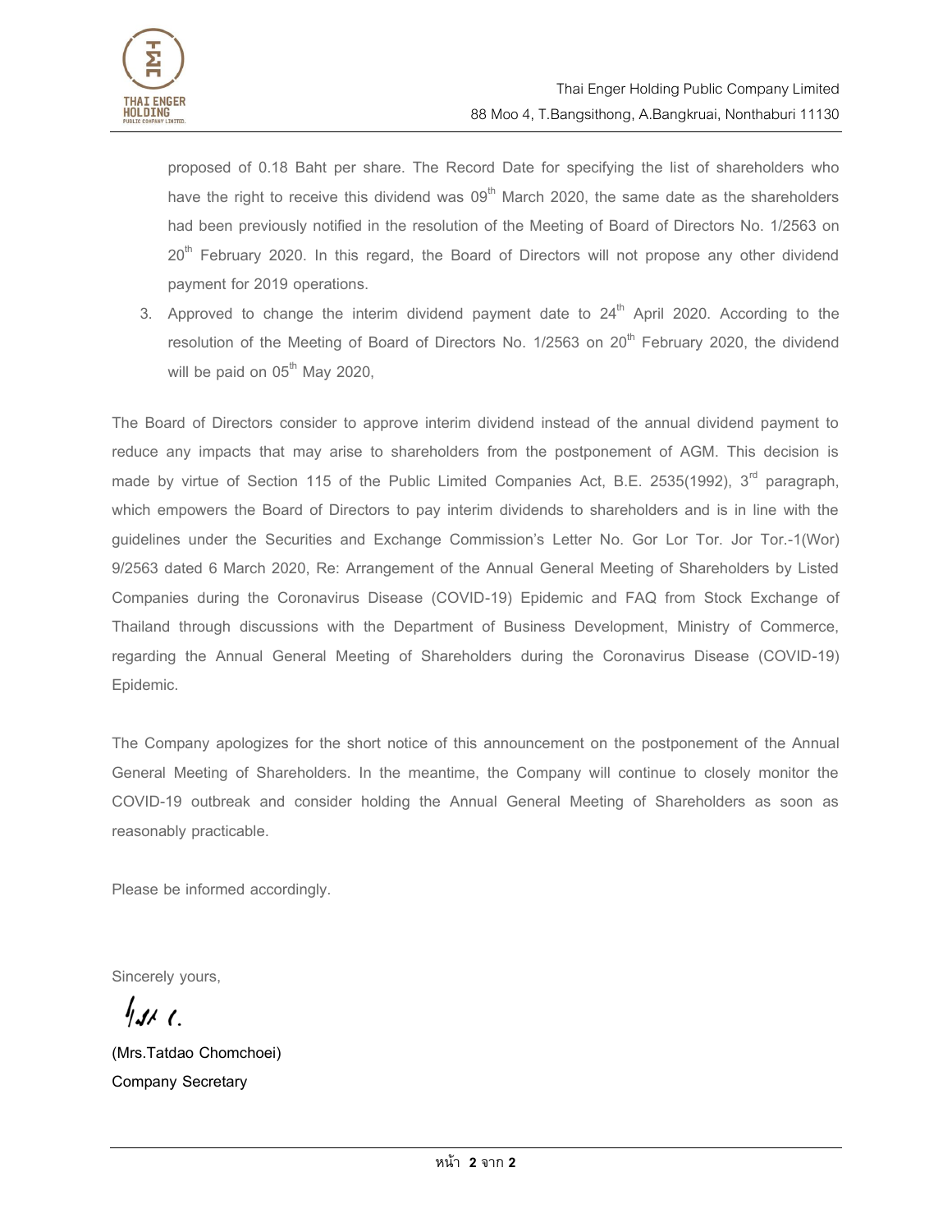proposed of 0.18 Baht per share. The Record Date for specifying the list of shareholders who have the right to receive this dividend was 09th March 2020, the same date as the shareholders had been previously notified in the resolution of the Meeting of Board of Directors No. 1/2563 on 20th February 2020. In this regard, the Board of Directors will not propose any other dividend payment for 2019 operations.

3. Approved to change the interim dividend payment date to 24th April 2020. According to the resolution of the Meeting of Board of Directors No. 1/2563 on 20th February 2020, the dividend will be paid on 05th May 2020,

The Board of Directors consider to approve interim dividend instead of the annual dividend payment to reduce any impacts that may arise to shareholders from the postponement of AGM. This decision is made by virtue of Section 115 of the Public Limited Companies Act, B.E. 2535(1992), 3rd paragraph, which empowers the Board of Directors to pay interim dividends to shareholders and is in line with the guidelines under the Securities and Exchange Commission's Letter No. Gor Lor Tor. Jor Tor.-1(Wor) 9/2563 dated 6 March 2020, Re: Arrangement of the Annual General Meeting of Shareholders by Listed Companies during the Coronavirus Disease (COVID-19) Epidemic and FAQ from Stock Exchange of Thailand through discussions with the Department of Business Development, Ministry of Commerce, regarding the Annual General Meeting of Shareholders during the Coronavirus Disease (COVID-19) Epidemic.

The Company apologizes for the short notice of this announcement on the postponement of the Annual General Meeting of Shareholders. In the meantime, the Company will continue to closely monitor the COVID-19 outbreak and consider holding the Annual General Meeting of Shareholders as soon as reasonably practicable.

Please be informed accordingly.

Sincerely yours,

(Mrs.Tatdao Chomchoei)
Company Secretary